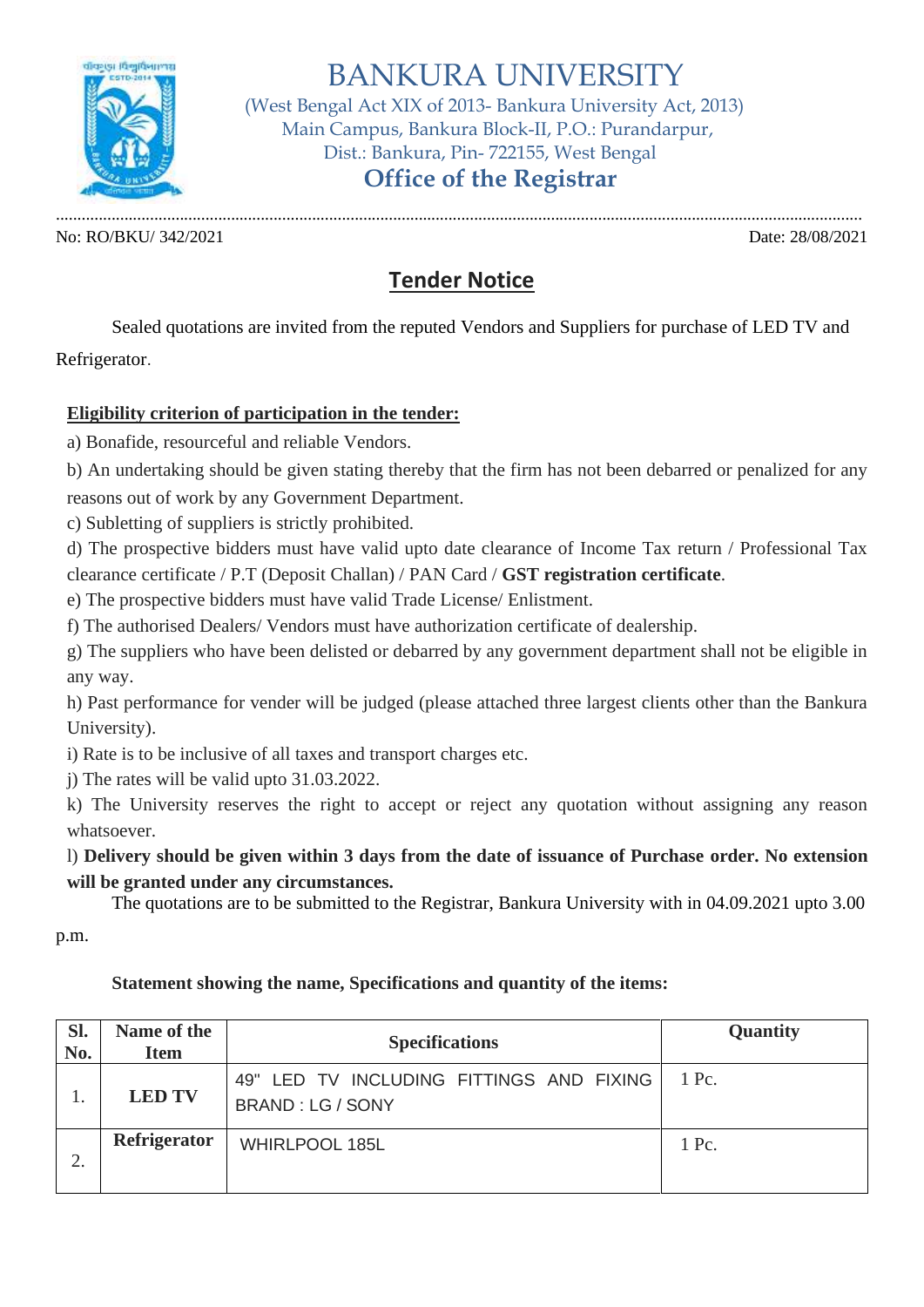# BANKURA UNIVERSITY

(West Bengal Act XIX of 2013- Bankura University Act, 2013)
Main Campus, Bankura Block-II, P.O.: Purandarpur,
Dist.: Bankura, Pin- 722155, West Bengal

## Office of the Registrar

No: RO/BKU/ 342/2021 Date: 28/08/2021

## Tender Notice

Sealed quotations are invited from the reputed Vendors and Suppliers for purchase of LED TV and Refrigerator.

**Eligibility criterion of participation in the tender:**

a) Bonafide, resourceful and reliable Vendors.

b) An undertaking should be given stating thereby that the firm has not been debarred or penalized for any reasons out of work by any Government Department.

c) Subletting of suppliers is strictly prohibited.

d) The prospective bidders must have valid upto date clearance of Income Tax return / Professional Tax clearance certificate / P.T (Deposit Challan) / PAN Card / **GST registration certificate**.

e) The prospective bidders must have valid Trade License/ Enlistment.

f) The authorised Dealers/ Vendors must have authorization certificate of dealership.

g) The suppliers who have been delisted or debarred by any government department shall not be eligible in any way.

h) Past performance for vender will be judged (please attached three largest clients other than the Bankura University).

i) Rate is to be inclusive of all taxes and transport charges etc.

j) The rates will be valid upto 31.03.2022.

k) The University reserves the right to accept or reject any quotation without assigning any reason whatsoever.

l) **Delivery should be given within 3 days from the date of issuance of Purchase order. No extension will be granted under any circumstances.**

The quotations are to be submitted to the Registrar, Bankura University with in 04.09.2021 upto 3.00 p.m.

**Statement showing the name, Specifications and quantity of the items:**

| Sl. No. | Name of the Item | Specifications | Quantity |
|---|---|---|---|
| 1. | **LED TV** | 49" LED TV INCLUDING FITTINGS AND FIXING BRAND : LG / SONY | 1 Pc. |
| 2. | **Refrigerator** | WHIRLPOOL 185L | 1 Pc. |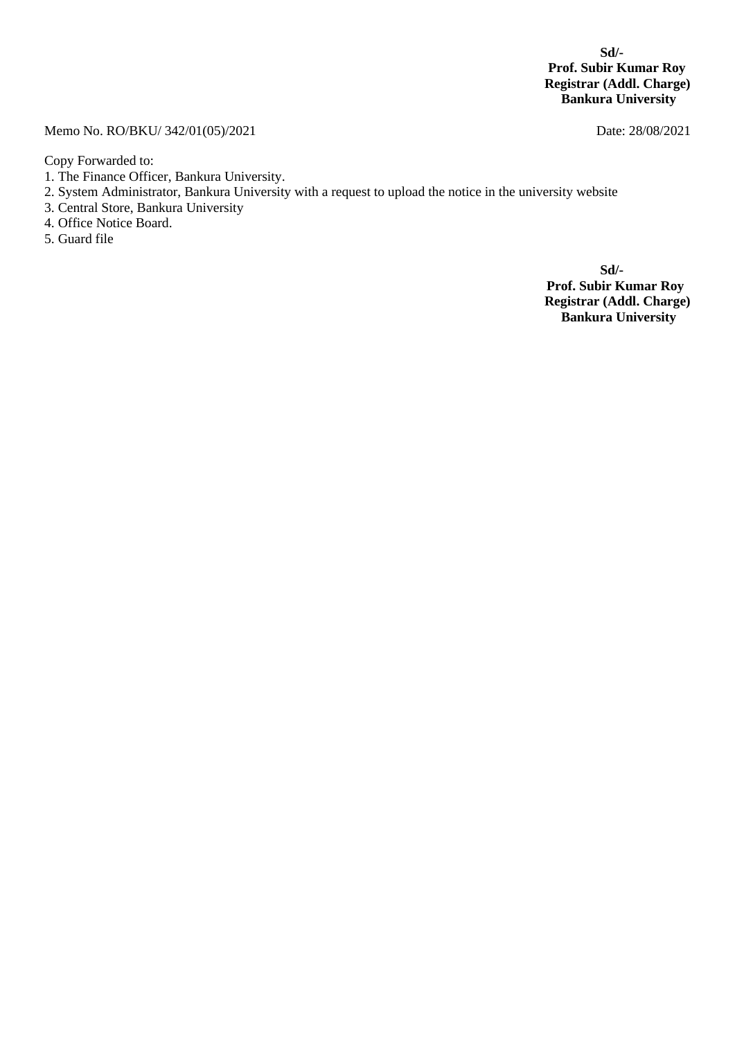**Sd/-**
**Prof. Subir Kumar Roy**
**Registrar (Addl. Charge)**
**Bankura University**

Memo No. RO/BKU/ 342/01(05)/2021 Date: 28/08/2021

Copy Forwarded to:

1. The Finance Officer, Bankura University.
2. System Administrator, Bankura University with a request to upload the notice in the university website
3. Central Store, Bankura University
4. Office Notice Board.
5. Guard file

**Sd/-**
**Prof. Subir Kumar Roy**
**Registrar (Addl. Charge)**
**Bankura University**